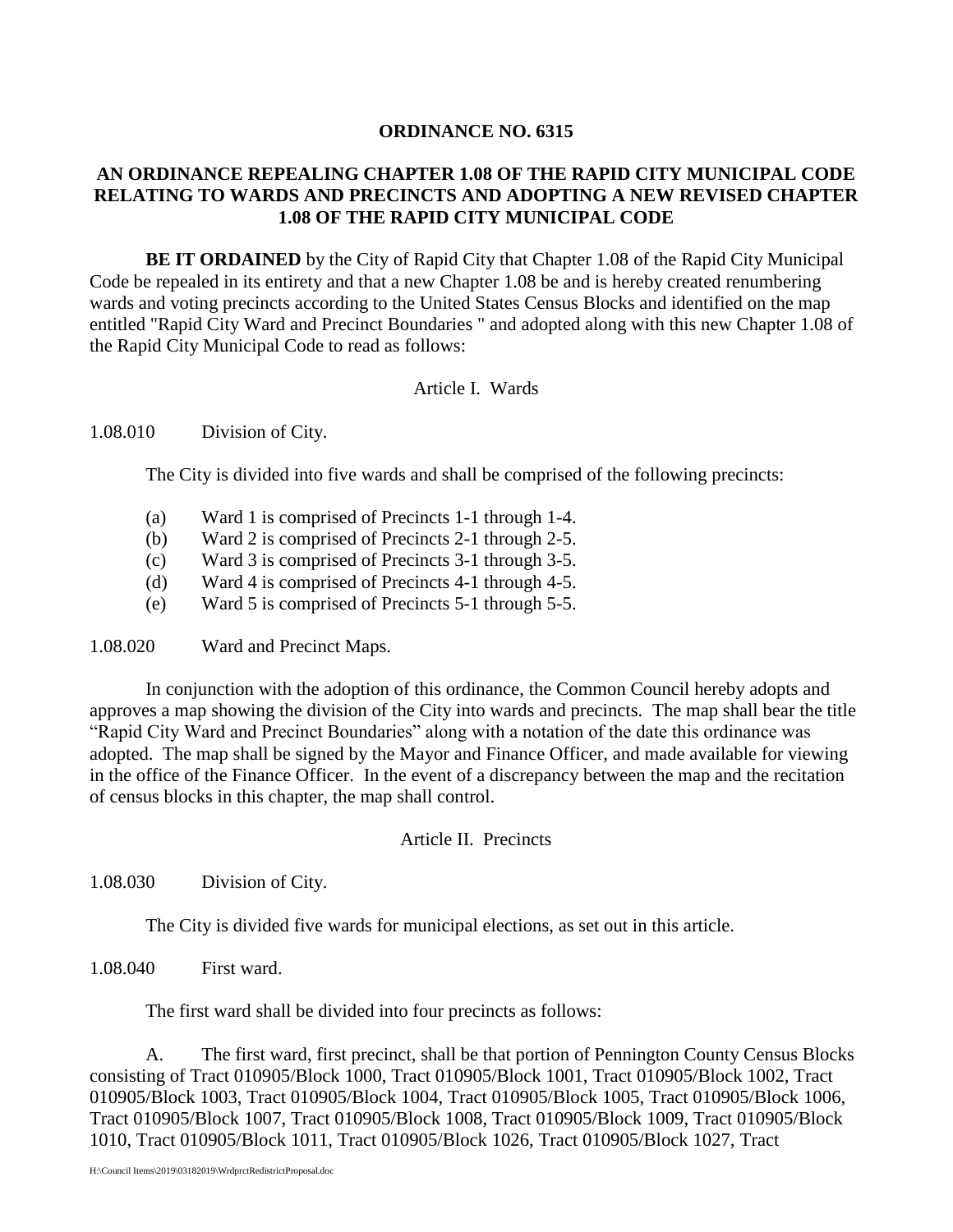**ORDINANCE NO. 6315**

**AN ORDINANCE REPEALING CHAPTER 1.08 OF THE RAPID CITY MUNICIPAL CODE RELATING TO WARDS AND PRECINCTS AND ADOPTING A NEW REVISED CHAPTER 1.08 OF THE RAPID CITY MUNICIPAL CODE**

**BE IT ORDAINED** by the City of Rapid City that Chapter 1.08 of the Rapid City Municipal Code be repealed in its entirety and that a new Chapter 1.08 be and is hereby created renumbering wards and voting precincts according to the United States Census Blocks and identified on the map entitled "Rapid City Ward and Precinct Boundaries " and adopted along with this new Chapter 1.08 of the Rapid City Municipal Code to read as follows:

Article I. Wards

1.08.010 Division of City.

The City is divided into five wards and shall be comprised of the following precincts:

(a) Ward 1 is comprised of Precincts 1-1 through 1-4.
(b) Ward 2 is comprised of Precincts 2-1 through 2-5.
(c) Ward 3 is comprised of Precincts 3-1 through 3-5.
(d) Ward 4 is comprised of Precincts 4-1 through 4-5.
(e) Ward 5 is comprised of Precincts 5-1 through 5-5.

1.08.020 Ward and Precinct Maps.

In conjunction with the adoption of this ordinance, the Common Council hereby adopts and approves a map showing the division of the City into wards and precincts. The map shall bear the title "Rapid City Ward and Precinct Boundaries" along with a notation of the date this ordinance was adopted. The map shall be signed by the Mayor and Finance Officer, and made available for viewing in the office of the Finance Officer. In the event of a discrepancy between the map and the recitation of census blocks in this chapter, the map shall control.

Article II. Precincts

1.08.030 Division of City.

The City is divided five wards for municipal elections, as set out in this article.

1.08.040 First ward.

The first ward shall be divided into four precincts as follows:

A. The first ward, first precinct, shall be that portion of Pennington County Census Blocks consisting of Tract 010905/Block 1000, Tract 010905/Block 1001, Tract 010905/Block 1002, Tract 010905/Block 1003, Tract 010905/Block 1004, Tract 010905/Block 1005, Tract 010905/Block 1006, Tract 010905/Block 1007, Tract 010905/Block 1008, Tract 010905/Block 1009, Tract 010905/Block 1010, Tract 010905/Block 1011, Tract 010905/Block 1026, Tract 010905/Block 1027, Tract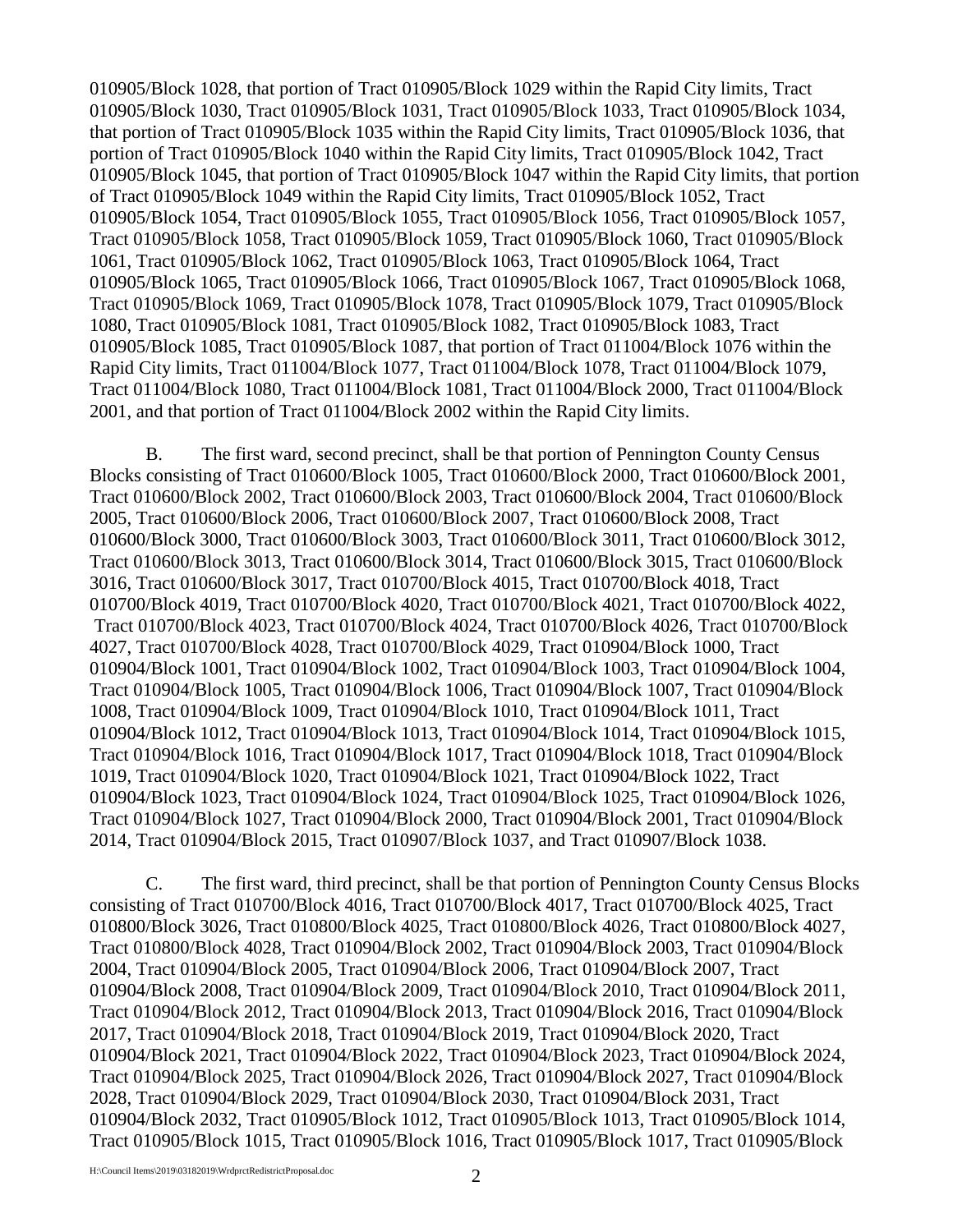010905/Block 1028, that portion of Tract 010905/Block 1029 within the Rapid City limits, Tract 010905/Block 1030, Tract 010905/Block 1031, Tract 010905/Block 1033, Tract 010905/Block 1034, that portion of Tract 010905/Block 1035 within the Rapid City limits, Tract 010905/Block 1036, that portion of Tract 010905/Block 1040 within the Rapid City limits, Tract 010905/Block 1042, Tract 010905/Block 1045, that portion of Tract 010905/Block 1047 within the Rapid City limits, that portion of Tract 010905/Block 1049 within the Rapid City limits, Tract 010905/Block 1052, Tract 010905/Block 1054, Tract 010905/Block 1055, Tract 010905/Block 1056, Tract 010905/Block 1057, Tract 010905/Block 1058, Tract 010905/Block 1059, Tract 010905/Block 1060, Tract 010905/Block 1061, Tract 010905/Block 1062, Tract 010905/Block 1063, Tract 010905/Block 1064, Tract 010905/Block 1065, Tract 010905/Block 1066, Tract 010905/Block 1067, Tract 010905/Block 1068, Tract 010905/Block 1069, Tract 010905/Block 1078, Tract 010905/Block 1079, Tract 010905/Block 1080, Tract 010905/Block 1081, Tract 010905/Block 1082, Tract 010905/Block 1083, Tract 010905/Block 1085, Tract 010905/Block 1087, that portion of Tract 011004/Block 1076 within the Rapid City limits, Tract 011004/Block 1077, Tract 011004/Block 1078, Tract 011004/Block 1079, Tract 011004/Block 1080, Tract 011004/Block 1081, Tract 011004/Block 2000, Tract 011004/Block 2001, and that portion of Tract 011004/Block 2002 within the Rapid City limits.

B. The first ward, second precinct, shall be that portion of Pennington County Census Blocks consisting of Tract 010600/Block 1005, Tract 010600/Block 2000, Tract 010600/Block 2001, Tract 010600/Block 2002, Tract 010600/Block 2003, Tract 010600/Block 2004, Tract 010600/Block 2005, Tract 010600/Block 2006, Tract 010600/Block 2007, Tract 010600/Block 2008, Tract 010600/Block 3000, Tract 010600/Block 3003, Tract 010600/Block 3011, Tract 010600/Block 3012, Tract 010600/Block 3013, Tract 010600/Block 3014, Tract 010600/Block 3015, Tract 010600/Block 3016, Tract 010600/Block 3017, Tract 010700/Block 4015, Tract 010700/Block 4018, Tract 010700/Block 4019, Tract 010700/Block 4020, Tract 010700/Block 4021, Tract 010700/Block 4022, Tract 010700/Block 4023, Tract 010700/Block 4024, Tract 010700/Block 4026, Tract 010700/Block 4027, Tract 010700/Block 4028, Tract 010700/Block 4029, Tract 010904/Block 1000, Tract 010904/Block 1001, Tract 010904/Block 1002, Tract 010904/Block 1003, Tract 010904/Block 1004, Tract 010904/Block 1005, Tract 010904/Block 1006, Tract 010904/Block 1007, Tract 010904/Block 1008, Tract 010904/Block 1009, Tract 010904/Block 1010, Tract 010904/Block 1011, Tract 010904/Block 1012, Tract 010904/Block 1013, Tract 010904/Block 1014, Tract 010904/Block 1015, Tract 010904/Block 1016, Tract 010904/Block 1017, Tract 010904/Block 1018, Tract 010904/Block 1019, Tract 010904/Block 1020, Tract 010904/Block 1021, Tract 010904/Block 1022, Tract 010904/Block 1023, Tract 010904/Block 1024, Tract 010904/Block 1025, Tract 010904/Block 1026, Tract 010904/Block 1027, Tract 010904/Block 2000, Tract 010904/Block 2001, Tract 010904/Block 2014, Tract 010904/Block 2015, Tract 010907/Block 1037, and Tract 010907/Block 1038.

C. The first ward, third precinct, shall be that portion of Pennington County Census Blocks consisting of Tract 010700/Block 4016, Tract 010700/Block 4017, Tract 010700/Block 4025, Tract 010800/Block 3026, Tract 010800/Block 4025, Tract 010800/Block 4026, Tract 010800/Block 4027, Tract 010800/Block 4028, Tract 010904/Block 2002, Tract 010904/Block 2003, Tract 010904/Block 2004, Tract 010904/Block 2005, Tract 010904/Block 2006, Tract 010904/Block 2007, Tract 010904/Block 2008, Tract 010904/Block 2009, Tract 010904/Block 2010, Tract 010904/Block 2011, Tract 010904/Block 2012, Tract 010904/Block 2013, Tract 010904/Block 2016, Tract 010904/Block 2017, Tract 010904/Block 2018, Tract 010904/Block 2019, Tract 010904/Block 2020, Tract 010904/Block 2021, Tract 010904/Block 2022, Tract 010904/Block 2023, Tract 010904/Block 2024, Tract 010904/Block 2025, Tract 010904/Block 2026, Tract 010904/Block 2027, Tract 010904/Block 2028, Tract 010904/Block 2029, Tract 010904/Block 2030, Tract 010904/Block 2031, Tract 010904/Block 2032, Tract 010905/Block 1012, Tract 010905/Block 1013, Tract 010905/Block 1014, Tract 010905/Block 1015, Tract 010905/Block 1016, Tract 010905/Block 1017, Tract 010905/Block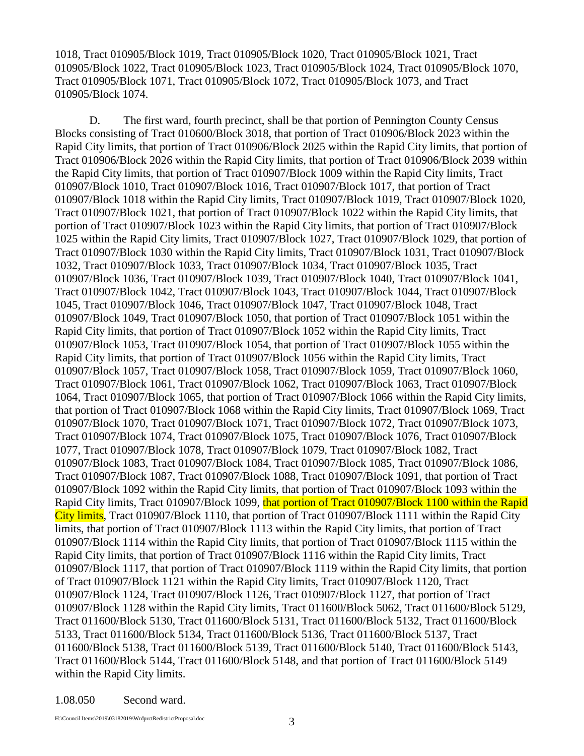1018, Tract 010905/Block 1019, Tract 010905/Block 1020, Tract 010905/Block 1021, Tract 010905/Block 1022, Tract 010905/Block 1023, Tract 010905/Block 1024, Tract 010905/Block 1070, Tract 010905/Block 1071, Tract 010905/Block 1072, Tract 010905/Block 1073, and Tract 010905/Block 1074.

D. The first ward, fourth precinct, shall be that portion of Pennington County Census Blocks consisting of Tract 010600/Block 3018, that portion of Tract 010906/Block 2023 within the Rapid City limits, that portion of Tract 010906/Block 2025 within the Rapid City limits, that portion of Tract 010906/Block 2026 within the Rapid City limits, that portion of Tract 010906/Block 2039 within the Rapid City limits, that portion of Tract 010907/Block 1009 within the Rapid City limits, Tract 010907/Block 1010, Tract 010907/Block 1016, Tract 010907/Block 1017, that portion of Tract 010907/Block 1018 within the Rapid City limits, Tract 010907/Block 1019, Tract 010907/Block 1020, Tract 010907/Block 1021, that portion of Tract 010907/Block 1022 within the Rapid City limits, that portion of Tract 010907/Block 1023 within the Rapid City limits, that portion of Tract 010907/Block 1025 within the Rapid City limits, Tract 010907/Block 1027, Tract 010907/Block 1029, that portion of Tract 010907/Block 1030 within the Rapid City limits, Tract 010907/Block 1031, Tract 010907/Block 1032, Tract 010907/Block 1033, Tract 010907/Block 1034, Tract 010907/Block 1035, Tract 010907/Block 1036, Tract 010907/Block 1039, Tract 010907/Block 1040, Tract 010907/Block 1041, Tract 010907/Block 1042, Tract 010907/Block 1043, Tract 010907/Block 1044, Tract 010907/Block 1045, Tract 010907/Block 1046, Tract 010907/Block 1047, Tract 010907/Block 1048, Tract 010907/Block 1049, Tract 010907/Block 1050, that portion of Tract 010907/Block 1051 within the Rapid City limits, that portion of Tract 010907/Block 1052 within the Rapid City limits, Tract 010907/Block 1053, Tract 010907/Block 1054, that portion of Tract 010907/Block 1055 within the Rapid City limits, that portion of Tract 010907/Block 1056 within the Rapid City limits, Tract 010907/Block 1057, Tract 010907/Block 1058, Tract 010907/Block 1059, Tract 010907/Block 1060, Tract 010907/Block 1061, Tract 010907/Block 1062, Tract 010907/Block 1063, Tract 010907/Block 1064, Tract 010907/Block 1065, that portion of Tract 010907/Block 1066 within the Rapid City limits, that portion of Tract 010907/Block 1068 within the Rapid City limits, Tract 010907/Block 1069, Tract 010907/Block 1070, Tract 010907/Block 1071, Tract 010907/Block 1072, Tract 010907/Block 1073, Tract 010907/Block 1074, Tract 010907/Block 1075, Tract 010907/Block 1076, Tract 010907/Block 1077, Tract 010907/Block 1078, Tract 010907/Block 1079, Tract 010907/Block 1082, Tract 010907/Block 1083, Tract 010907/Block 1084, Tract 010907/Block 1085, Tract 010907/Block 1086, Tract 010907/Block 1087, Tract 010907/Block 1088, Tract 010907/Block 1091, that portion of Tract 010907/Block 1092 within the Rapid City limits, that portion of Tract 010907/Block 1093 within the Rapid City limits, Tract 010907/Block 1099, that portion of Tract 010907/Block 1100 within the Rapid City limits, Tract 010907/Block 1110, that portion of Tract 010907/Block 1111 within the Rapid City limits, that portion of Tract 010907/Block 1113 within the Rapid City limits, that portion of Tract 010907/Block 1114 within the Rapid City limits, that portion of Tract 010907/Block 1115 within the Rapid City limits, that portion of Tract 010907/Block 1116 within the Rapid City limits, Tract 010907/Block 1117, that portion of Tract 010907/Block 1119 within the Rapid City limits, that portion of Tract 010907/Block 1121 within the Rapid City limits, Tract 010907/Block 1120, Tract 010907/Block 1124, Tract 010907/Block 1126, Tract 010907/Block 1127, that portion of Tract 010907/Block 1128 within the Rapid City limits, Tract 011600/Block 5062, Tract 011600/Block 5129, Tract 011600/Block 5130, Tract 011600/Block 5131, Tract 011600/Block 5132, Tract 011600/Block 5133, Tract 011600/Block 5134, Tract 011600/Block 5136, Tract 011600/Block 5137, Tract 011600/Block 5138, Tract 011600/Block 5139, Tract 011600/Block 5140, Tract 011600/Block 5143, Tract 011600/Block 5144, Tract 011600/Block 5148, and that portion of Tract 011600/Block 5149 within the Rapid City limits.

1.08.050 Second ward.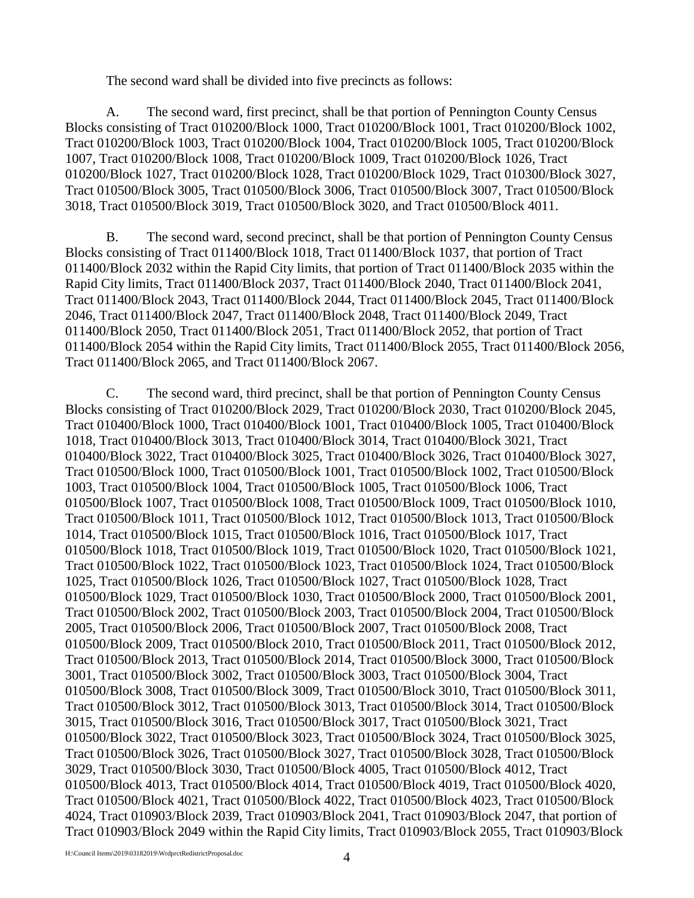The second ward shall be divided into five precincts as follows:

A. The second ward, first precinct, shall be that portion of Pennington County Census Blocks consisting of Tract 010200/Block 1000, Tract 010200/Block 1001, Tract 010200/Block 1002, Tract 010200/Block 1003, Tract 010200/Block 1004, Tract 010200/Block 1005, Tract 010200/Block 1007, Tract 010200/Block 1008, Tract 010200/Block 1009, Tract 010200/Block 1026, Tract 010200/Block 1027, Tract 010200/Block 1028, Tract 010200/Block 1029, Tract 010300/Block 3027, Tract 010500/Block 3005, Tract 010500/Block 3006, Tract 010500/Block 3007, Tract 010500/Block 3018, Tract 010500/Block 3019, Tract 010500/Block 3020, and Tract 010500/Block 4011.

B. The second ward, second precinct, shall be that portion of Pennington County Census Blocks consisting of Tract 011400/Block 1018, Tract 011400/Block 1037, that portion of Tract 011400/Block 2032 within the Rapid City limits, that portion of Tract 011400/Block 2035 within the Rapid City limits, Tract 011400/Block 2037, Tract 011400/Block 2040, Tract 011400/Block 2041, Tract 011400/Block 2043, Tract 011400/Block 2044, Tract 011400/Block 2045, Tract 011400/Block 2046, Tract 011400/Block 2047, Tract 011400/Block 2048, Tract 011400/Block 2049, Tract 011400/Block 2050, Tract 011400/Block 2051, Tract 011400/Block 2052, that portion of Tract 011400/Block 2054 within the Rapid City limits, Tract 011400/Block 2055, Tract 011400/Block 2056, Tract 011400/Block 2065, and Tract 011400/Block 2067.

C. The second ward, third precinct, shall be that portion of Pennington County Census Blocks consisting of Tract 010200/Block 2029, Tract 010200/Block 2030, Tract 010200/Block 2045, Tract 010400/Block 1000, Tract 010400/Block 1001, Tract 010400/Block 1005, Tract 010400/Block 1018, Tract 010400/Block 3013, Tract 010400/Block 3014, Tract 010400/Block 3021, Tract 010400/Block 3022, Tract 010400/Block 3025, Tract 010400/Block 3026, Tract 010400/Block 3027, Tract 010500/Block 1000, Tract 010500/Block 1001, Tract 010500/Block 1002, Tract 010500/Block 1003, Tract 010500/Block 1004, Tract 010500/Block 1005, Tract 010500/Block 1006, Tract 010500/Block 1007, Tract 010500/Block 1008, Tract 010500/Block 1009, Tract 010500/Block 1010, Tract 010500/Block 1011, Tract 010500/Block 1012, Tract 010500/Block 1013, Tract 010500/Block 1014, Tract 010500/Block 1015, Tract 010500/Block 1016, Tract 010500/Block 1017, Tract 010500/Block 1018, Tract 010500/Block 1019, Tract 010500/Block 1020, Tract 010500/Block 1021, Tract 010500/Block 1022, Tract 010500/Block 1023, Tract 010500/Block 1024, Tract 010500/Block 1025, Tract 010500/Block 1026, Tract 010500/Block 1027, Tract 010500/Block 1028, Tract 010500/Block 1029, Tract 010500/Block 1030, Tract 010500/Block 2000, Tract 010500/Block 2001, Tract 010500/Block 2002, Tract 010500/Block 2003, Tract 010500/Block 2004, Tract 010500/Block 2005, Tract 010500/Block 2006, Tract 010500/Block 2007, Tract 010500/Block 2008, Tract 010500/Block 2009, Tract 010500/Block 2010, Tract 010500/Block 2011, Tract 010500/Block 2012, Tract 010500/Block 2013, Tract 010500/Block 2014, Tract 010500/Block 3000, Tract 010500/Block 3001, Tract 010500/Block 3002, Tract 010500/Block 3003, Tract 010500/Block 3004, Tract 010500/Block 3008, Tract 010500/Block 3009, Tract 010500/Block 3010, Tract 010500/Block 3011, Tract 010500/Block 3012, Tract 010500/Block 3013, Tract 010500/Block 3014, Tract 010500/Block 3015, Tract 010500/Block 3016, Tract 010500/Block 3017, Tract 010500/Block 3021, Tract 010500/Block 3022, Tract 010500/Block 3023, Tract 010500/Block 3024, Tract 010500/Block 3025, Tract 010500/Block 3026, Tract 010500/Block 3027, Tract 010500/Block 3028, Tract 010500/Block 3029, Tract 010500/Block 3030, Tract 010500/Block 4005, Tract 010500/Block 4012, Tract 010500/Block 4013, Tract 010500/Block 4014, Tract 010500/Block 4019, Tract 010500/Block 4020, Tract 010500/Block 4021, Tract 010500/Block 4022, Tract 010500/Block 4023, Tract 010500/Block 4024, Tract 010903/Block 2039, Tract 010903/Block 2041, Tract 010903/Block 2047, that portion of Tract 010903/Block 2049 within the Rapid City limits, Tract 010903/Block 2055, Tract 010903/Block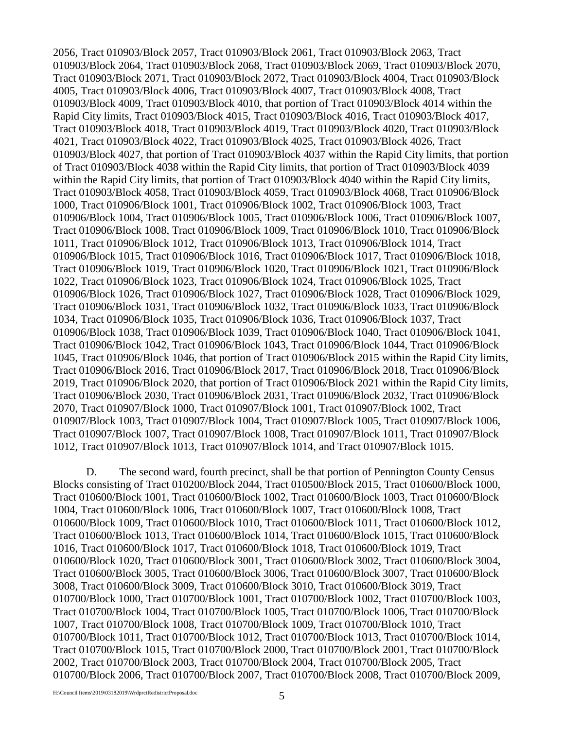2056, Tract 010903/Block 2057, Tract 010903/Block 2061, Tract 010903/Block 2063, Tract 010903/Block 2064, Tract 010903/Block 2068, Tract 010903/Block 2069, Tract 010903/Block 2070, Tract 010903/Block 2071, Tract 010903/Block 2072, Tract 010903/Block 4004, Tract 010903/Block 4005, Tract 010903/Block 4006, Tract 010903/Block 4007, Tract 010903/Block 4008, Tract 010903/Block 4009, Tract 010903/Block 4010, that portion of Tract 010903/Block 4014 within the Rapid City limits, Tract 010903/Block 4015, Tract 010903/Block 4016, Tract 010903/Block 4017, Tract 010903/Block 4018, Tract 010903/Block 4019, Tract 010903/Block 4020, Tract 010903/Block 4021, Tract 010903/Block 4022, Tract 010903/Block 4025, Tract 010903/Block 4026, Tract 010903/Block 4027, that portion of Tract 010903/Block 4037 within the Rapid City limits, that portion of Tract 010903/Block 4038 within the Rapid City limits, that portion of Tract 010903/Block 4039 within the Rapid City limits, that portion of Tract 010903/Block 4040 within the Rapid City limits, Tract 010903/Block 4058, Tract 010903/Block 4059, Tract 010903/Block 4068, Tract 010906/Block 1000, Tract 010906/Block 1001, Tract 010906/Block 1002, Tract 010906/Block 1003, Tract 010906/Block 1004, Tract 010906/Block 1005, Tract 010906/Block 1006, Tract 010906/Block 1007, Tract 010906/Block 1008, Tract 010906/Block 1009, Tract 010906/Block 1010, Tract 010906/Block 1011, Tract 010906/Block 1012, Tract 010906/Block 1013, Tract 010906/Block 1014, Tract 010906/Block 1015, Tract 010906/Block 1016, Tract 010906/Block 1017, Tract 010906/Block 1018, Tract 010906/Block 1019, Tract 010906/Block 1020, Tract 010906/Block 1021, Tract 010906/Block 1022, Tract 010906/Block 1023, Tract 010906/Block 1024, Tract 010906/Block 1025, Tract 010906/Block 1026, Tract 010906/Block 1027, Tract 010906/Block 1028, Tract 010906/Block 1029, Tract 010906/Block 1031, Tract 010906/Block 1032, Tract 010906/Block 1033, Tract 010906/Block 1034, Tract 010906/Block 1035, Tract 010906/Block 1036, Tract 010906/Block 1037, Tract 010906/Block 1038, Tract 010906/Block 1039, Tract 010906/Block 1040, Tract 010906/Block 1041, Tract 010906/Block 1042, Tract 010906/Block 1043, Tract 010906/Block 1044, Tract 010906/Block 1045, Tract 010906/Block 1046, that portion of Tract 010906/Block 2015 within the Rapid City limits, Tract 010906/Block 2016, Tract 010906/Block 2017, Tract 010906/Block 2018, Tract 010906/Block 2019, Tract 010906/Block 2020, that portion of Tract 010906/Block 2021 within the Rapid City limits, Tract 010906/Block 2030, Tract 010906/Block 2031, Tract 010906/Block 2032, Tract 010906/Block 2070, Tract 010907/Block 1000, Tract 010907/Block 1001, Tract 010907/Block 1002, Tract 010907/Block 1003, Tract 010907/Block 1004, Tract 010907/Block 1005, Tract 010907/Block 1006, Tract 010907/Block 1007, Tract 010907/Block 1008, Tract 010907/Block 1011, Tract 010907/Block 1012, Tract 010907/Block 1013, Tract 010907/Block 1014, and Tract 010907/Block 1015.

D. The second ward, fourth precinct, shall be that portion of Pennington County Census Blocks consisting of Tract 010200/Block 2044, Tract 010500/Block 2015, Tract 010600/Block 1000, Tract 010600/Block 1001, Tract 010600/Block 1002, Tract 010600/Block 1003, Tract 010600/Block 1004, Tract 010600/Block 1006, Tract 010600/Block 1007, Tract 010600/Block 1008, Tract 010600/Block 1009, Tract 010600/Block 1010, Tract 010600/Block 1011, Tract 010600/Block 1012, Tract 010600/Block 1013, Tract 010600/Block 1014, Tract 010600/Block 1015, Tract 010600/Block 1016, Tract 010600/Block 1017, Tract 010600/Block 1018, Tract 010600/Block 1019, Tract 010600/Block 1020, Tract 010600/Block 3001, Tract 010600/Block 3002, Tract 010600/Block 3004, Tract 010600/Block 3005, Tract 010600/Block 3006, Tract 010600/Block 3007, Tract 010600/Block 3008, Tract 010600/Block 3009, Tract 010600/Block 3010, Tract 010600/Block 3019, Tract 010700/Block 1000, Tract 010700/Block 1001, Tract 010700/Block 1002, Tract 010700/Block 1003, Tract 010700/Block 1004, Tract 010700/Block 1005, Tract 010700/Block 1006, Tract 010700/Block 1007, Tract 010700/Block 1008, Tract 010700/Block 1009, Tract 010700/Block 1010, Tract 010700/Block 1011, Tract 010700/Block 1012, Tract 010700/Block 1013, Tract 010700/Block 1014, Tract 010700/Block 1015, Tract 010700/Block 2000, Tract 010700/Block 2001, Tract 010700/Block 2002, Tract 010700/Block 2003, Tract 010700/Block 2004, Tract 010700/Block 2005, Tract 010700/Block 2006, Tract 010700/Block 2007, Tract 010700/Block 2008, Tract 010700/Block 2009,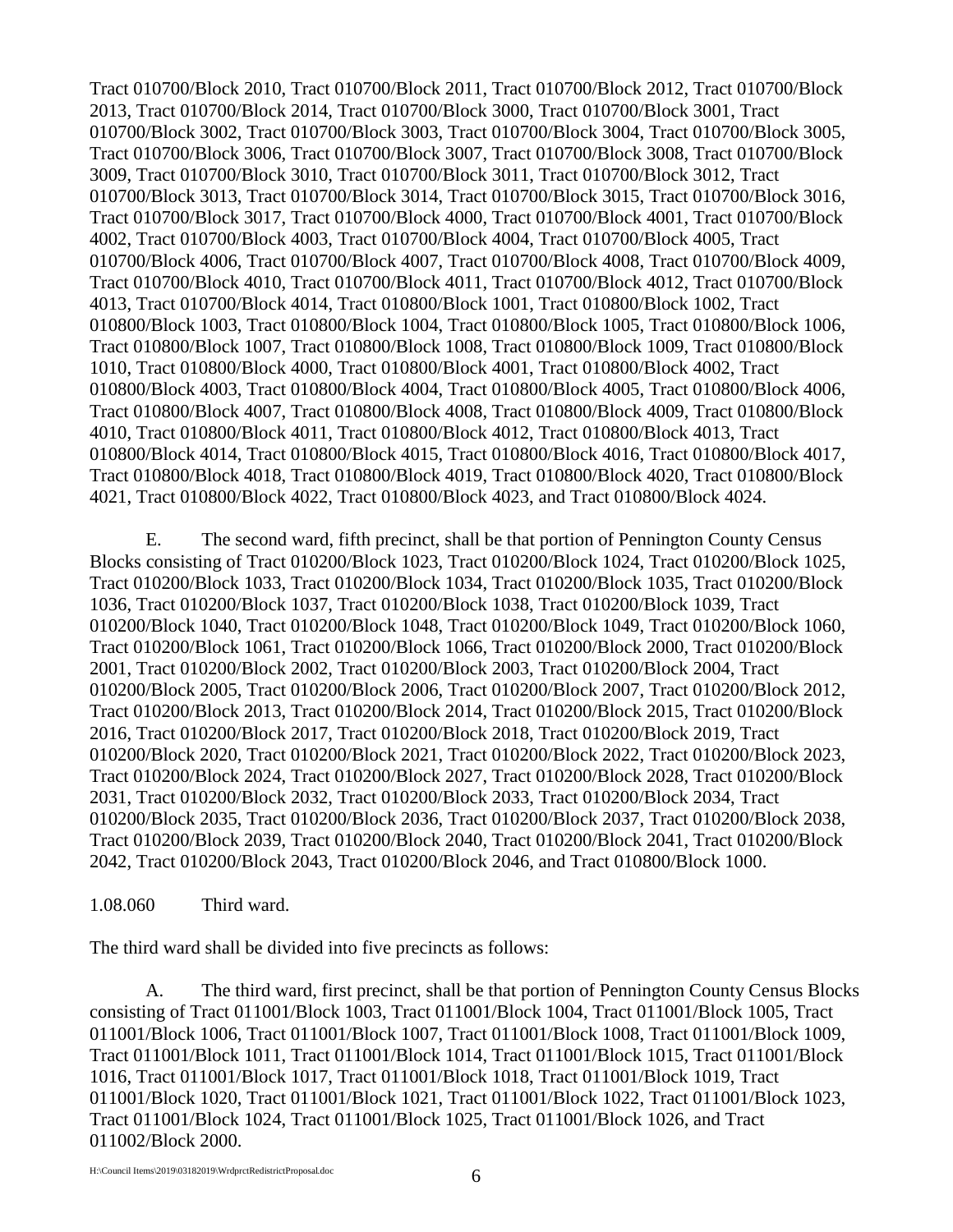Tract 010700/Block 2010, Tract 010700/Block 2011, Tract 010700/Block 2012, Tract 010700/Block 2013, Tract 010700/Block 2014, Tract 010700/Block 3000, Tract 010700/Block 3001, Tract 010700/Block 3002, Tract 010700/Block 3003, Tract 010700/Block 3004, Tract 010700/Block 3005, Tract 010700/Block 3006, Tract 010700/Block 3007, Tract 010700/Block 3008, Tract 010700/Block 3009, Tract 010700/Block 3010, Tract 010700/Block 3011, Tract 010700/Block 3012, Tract 010700/Block 3013, Tract 010700/Block 3014, Tract 010700/Block 3015, Tract 010700/Block 3016, Tract 010700/Block 3017, Tract 010700/Block 4000, Tract 010700/Block 4001, Tract 010700/Block 4002, Tract 010700/Block 4003, Tract 010700/Block 4004, Tract 010700/Block 4005, Tract 010700/Block 4006, Tract 010700/Block 4007, Tract 010700/Block 4008, Tract 010700/Block 4009, Tract 010700/Block 4010, Tract 010700/Block 4011, Tract 010700/Block 4012, Tract 010700/Block 4013, Tract 010700/Block 4014, Tract 010800/Block 1001, Tract 010800/Block 1002, Tract 010800/Block 1003, Tract 010800/Block 1004, Tract 010800/Block 1005, Tract 010800/Block 1006, Tract 010800/Block 1007, Tract 010800/Block 1008, Tract 010800/Block 1009, Tract 010800/Block 1010, Tract 010800/Block 4000, Tract 010800/Block 4001, Tract 010800/Block 4002, Tract 010800/Block 4003, Tract 010800/Block 4004, Tract 010800/Block 4005, Tract 010800/Block 4006, Tract 010800/Block 4007, Tract 010800/Block 4008, Tract 010800/Block 4009, Tract 010800/Block 4010, Tract 010800/Block 4011, Tract 010800/Block 4012, Tract 010800/Block 4013, Tract 010800/Block 4014, Tract 010800/Block 4015, Tract 010800/Block 4016, Tract 010800/Block 4017, Tract 010800/Block 4018, Tract 010800/Block 4019, Tract 010800/Block 4020, Tract 010800/Block 4021, Tract 010800/Block 4022, Tract 010800/Block 4023, and Tract 010800/Block 4024.

E. The second ward, fifth precinct, shall be that portion of Pennington County Census Blocks consisting of Tract 010200/Block 1023, Tract 010200/Block 1024, Tract 010200/Block 1025, Tract 010200/Block 1033, Tract 010200/Block 1034, Tract 010200/Block 1035, Tract 010200/Block 1036, Tract 010200/Block 1037, Tract 010200/Block 1038, Tract 010200/Block 1039, Tract 010200/Block 1040, Tract 010200/Block 1048, Tract 010200/Block 1049, Tract 010200/Block 1060, Tract 010200/Block 1061, Tract 010200/Block 1066, Tract 010200/Block 2000, Tract 010200/Block 2001, Tract 010200/Block 2002, Tract 010200/Block 2003, Tract 010200/Block 2004, Tract 010200/Block 2005, Tract 010200/Block 2006, Tract 010200/Block 2007, Tract 010200/Block 2012, Tract 010200/Block 2013, Tract 010200/Block 2014, Tract 010200/Block 2015, Tract 010200/Block 2016, Tract 010200/Block 2017, Tract 010200/Block 2018, Tract 010200/Block 2019, Tract 010200/Block 2020, Tract 010200/Block 2021, Tract 010200/Block 2022, Tract 010200/Block 2023, Tract 010200/Block 2024, Tract 010200/Block 2027, Tract 010200/Block 2028, Tract 010200/Block 2031, Tract 010200/Block 2032, Tract 010200/Block 2033, Tract 010200/Block 2034, Tract 010200/Block 2035, Tract 010200/Block 2036, Tract 010200/Block 2037, Tract 010200/Block 2038, Tract 010200/Block 2039, Tract 010200/Block 2040, Tract 010200/Block 2041, Tract 010200/Block 2042, Tract 010200/Block 2043, Tract 010200/Block 2046, and Tract 010800/Block 1000.

1.08.060 Third ward.

The third ward shall be divided into five precincts as follows:

A. The third ward, first precinct, shall be that portion of Pennington County Census Blocks consisting of Tract 011001/Block 1003, Tract 011001/Block 1004, Tract 011001/Block 1005, Tract 011001/Block 1006, Tract 011001/Block 1007, Tract 011001/Block 1008, Tract 011001/Block 1009, Tract 011001/Block 1011, Tract 011001/Block 1014, Tract 011001/Block 1015, Tract 011001/Block 1016, Tract 011001/Block 1017, Tract 011001/Block 1018, Tract 011001/Block 1019, Tract 011001/Block 1020, Tract 011001/Block 1021, Tract 011001/Block 1022, Tract 011001/Block 1023, Tract 011001/Block 1024, Tract 011001/Block 1025, Tract 011001/Block 1026, and Tract 011002/Block 2000.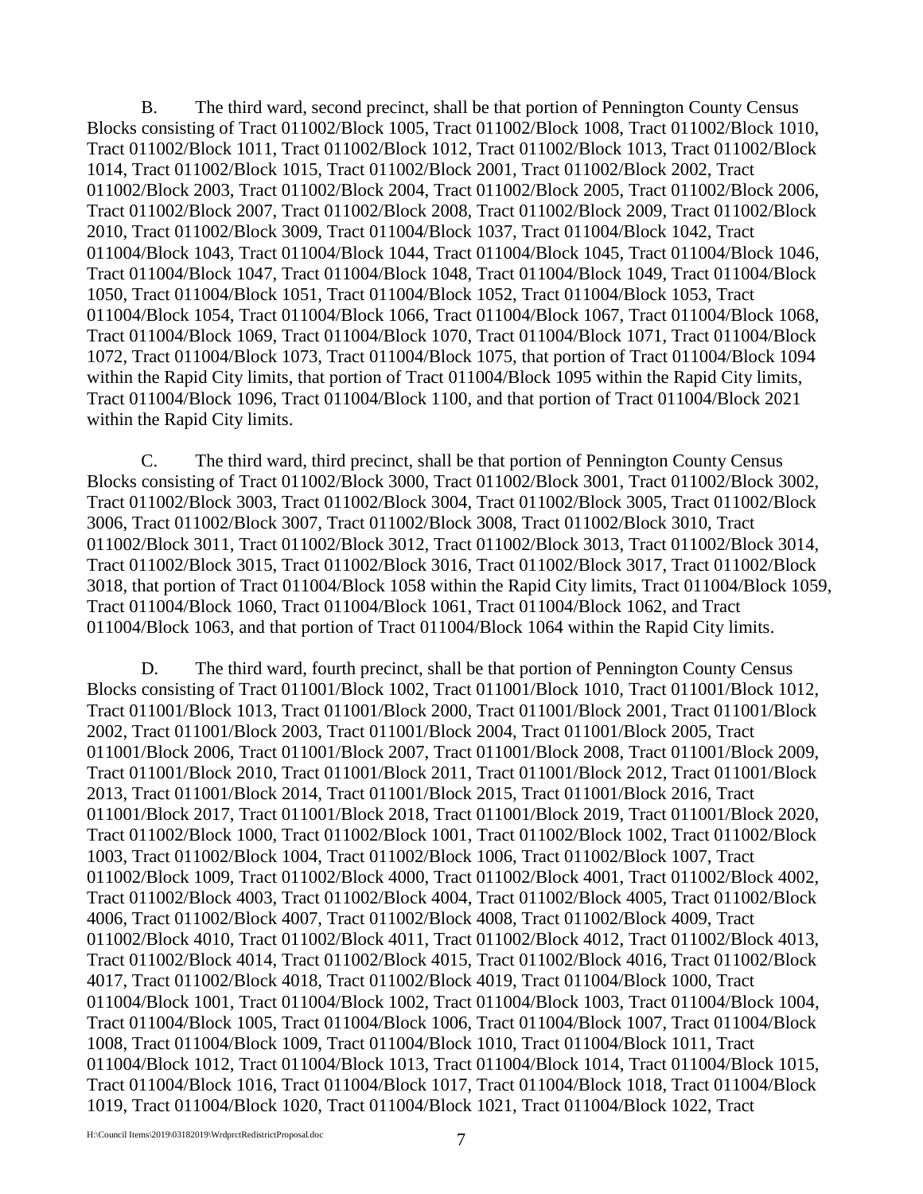B. The third ward, second precinct, shall be that portion of Pennington County Census Blocks consisting of Tract 011002/Block 1005, Tract 011002/Block 1008, Tract 011002/Block 1010, Tract 011002/Block 1011, Tract 011002/Block 1012, Tract 011002/Block 1013, Tract 011002/Block 1014, Tract 011002/Block 1015, Tract 011002/Block 2001, Tract 011002/Block 2002, Tract 011002/Block 2003, Tract 011002/Block 2004, Tract 011002/Block 2005, Tract 011002/Block 2006, Tract 011002/Block 2007, Tract 011002/Block 2008, Tract 011002/Block 2009, Tract 011002/Block 2010, Tract 011002/Block 3009, Tract 011004/Block 1037, Tract 011004/Block 1042, Tract 011004/Block 1043, Tract 011004/Block 1044, Tract 011004/Block 1045, Tract 011004/Block 1046, Tract 011004/Block 1047, Tract 011004/Block 1048, Tract 011004/Block 1049, Tract 011004/Block 1050, Tract 011004/Block 1051, Tract 011004/Block 1052, Tract 011004/Block 1053, Tract 011004/Block 1054, Tract 011004/Block 1066, Tract 011004/Block 1067, Tract 011004/Block 1068, Tract 011004/Block 1069, Tract 011004/Block 1070, Tract 011004/Block 1071, Tract 011004/Block 1072, Tract 011004/Block 1073, Tract 011004/Block 1075, that portion of Tract 011004/Block 1094 within the Rapid City limits, that portion of Tract 011004/Block 1095 within the Rapid City limits, Tract 011004/Block 1096, Tract 011004/Block 1100, and that portion of Tract 011004/Block 2021 within the Rapid City limits.

C. The third ward, third precinct, shall be that portion of Pennington County Census Blocks consisting of Tract 011002/Block 3000, Tract 011002/Block 3001, Tract 011002/Block 3002, Tract 011002/Block 3003, Tract 011002/Block 3004, Tract 011002/Block 3005, Tract 011002/Block 3006, Tract 011002/Block 3007, Tract 011002/Block 3008, Tract 011002/Block 3010, Tract 011002/Block 3011, Tract 011002/Block 3012, Tract 011002/Block 3013, Tract 011002/Block 3014, Tract 011002/Block 3015, Tract 011002/Block 3016, Tract 011002/Block 3017, Tract 011002/Block 3018, that portion of Tract 011004/Block 1058 within the Rapid City limits, Tract 011004/Block 1059, Tract 011004/Block 1060, Tract 011004/Block 1061, Tract 011004/Block 1062, and Tract 011004/Block 1063, and that portion of Tract 011004/Block 1064 within the Rapid City limits.

D. The third ward, fourth precinct, shall be that portion of Pennington County Census Blocks consisting of Tract 011001/Block 1002, Tract 011001/Block 1010, Tract 011001/Block 1012, Tract 011001/Block 1013, Tract 011001/Block 2000, Tract 011001/Block 2001, Tract 011001/Block 2002, Tract 011001/Block 2003, Tract 011001/Block 2004, Tract 011001/Block 2005, Tract 011001/Block 2006, Tract 011001/Block 2007, Tract 011001/Block 2008, Tract 011001/Block 2009, Tract 011001/Block 2010, Tract 011001/Block 2011, Tract 011001/Block 2012, Tract 011001/Block 2013, Tract 011001/Block 2014, Tract 011001/Block 2015, Tract 011001/Block 2016, Tract 011001/Block 2017, Tract 011001/Block 2018, Tract 011001/Block 2019, Tract 011001/Block 2020, Tract 011002/Block 1000, Tract 011002/Block 1001, Tract 011002/Block 1002, Tract 011002/Block 1003, Tract 011002/Block 1004, Tract 011002/Block 1006, Tract 011002/Block 1007, Tract 011002/Block 1009, Tract 011002/Block 4000, Tract 011002/Block 4001, Tract 011002/Block 4002, Tract 011002/Block 4003, Tract 011002/Block 4004, Tract 011002/Block 4005, Tract 011002/Block 4006, Tract 011002/Block 4007, Tract 011002/Block 4008, Tract 011002/Block 4009, Tract 011002/Block 4010, Tract 011002/Block 4011, Tract 011002/Block 4012, Tract 011002/Block 4013, Tract 011002/Block 4014, Tract 011002/Block 4015, Tract 011002/Block 4016, Tract 011002/Block 4017, Tract 011002/Block 4018, Tract 011002/Block 4019, Tract 011004/Block 1000, Tract 011004/Block 1001, Tract 011004/Block 1002, Tract 011004/Block 1003, Tract 011004/Block 1004, Tract 011004/Block 1005, Tract 011004/Block 1006, Tract 011004/Block 1007, Tract 011004/Block 1008, Tract 011004/Block 1009, Tract 011004/Block 1010, Tract 011004/Block 1011, Tract 011004/Block 1012, Tract 011004/Block 1013, Tract 011004/Block 1014, Tract 011004/Block 1015, Tract 011004/Block 1016, Tract 011004/Block 1017, Tract 011004/Block 1018, Tract 011004/Block 1019, Tract 011004/Block 1020, Tract 011004/Block 1021, Tract 011004/Block 1022, Tract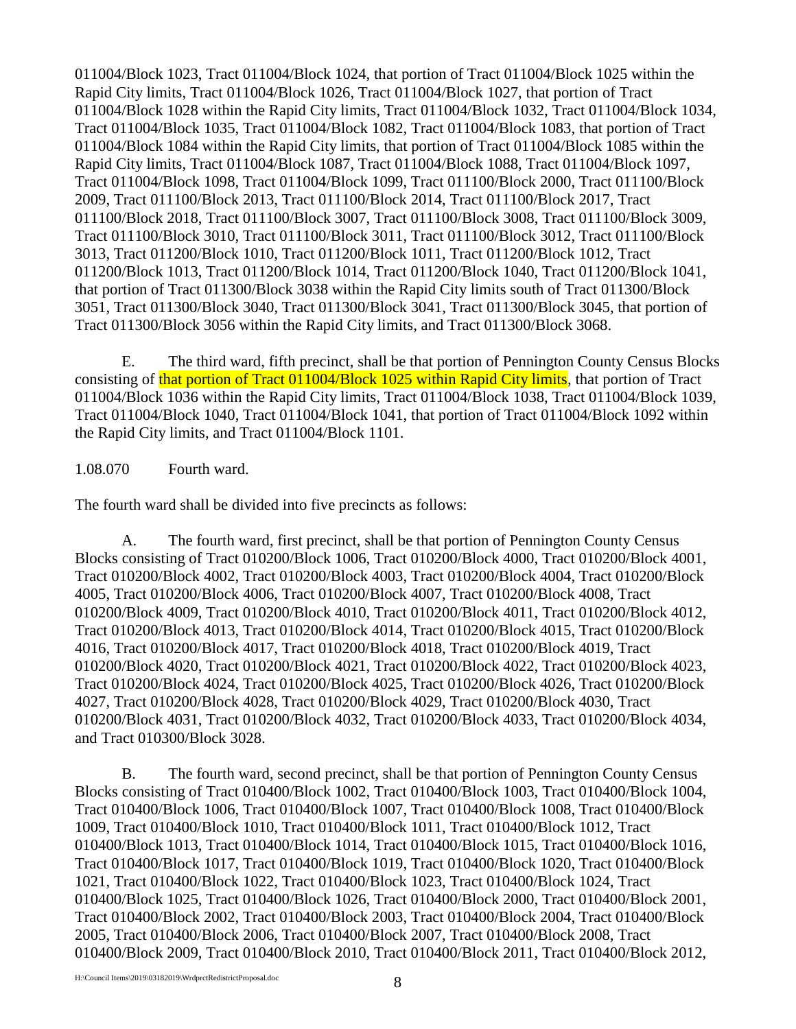011004/Block 1023, Tract 011004/Block 1024, that portion of Tract 011004/Block 1025 within the Rapid City limits, Tract 011004/Block 1026, Tract 011004/Block 1027, that portion of Tract 011004/Block 1028 within the Rapid City limits, Tract 011004/Block 1032, Tract 011004/Block 1034, Tract 011004/Block 1035, Tract 011004/Block 1082, Tract 011004/Block 1083, that portion of Tract 011004/Block 1084 within the Rapid City limits, that portion of Tract 011004/Block 1085 within the Rapid City limits, Tract 011004/Block 1087, Tract 011004/Block 1088, Tract 011004/Block 1097, Tract 011004/Block 1098, Tract 011004/Block 1099, Tract 011100/Block 2000, Tract 011100/Block 2009, Tract 011100/Block 2013, Tract 011100/Block 2014, Tract 011100/Block 2017, Tract 011100/Block 2018, Tract 011100/Block 3007, Tract 011100/Block 3008, Tract 011100/Block 3009, Tract 011100/Block 3010, Tract 011100/Block 3011, Tract 011100/Block 3012, Tract 011100/Block 3013, Tract 011200/Block 1010, Tract 011200/Block 1011, Tract 011200/Block 1012, Tract 011200/Block 1013, Tract 011200/Block 1014, Tract 011200/Block 1040, Tract 011200/Block 1041, that portion of Tract 011300/Block 3038 within the Rapid City limits south of Tract 011300/Block 3051, Tract 011300/Block 3040, Tract 011300/Block 3041, Tract 011300/Block 3045, that portion of Tract 011300/Block 3056 within the Rapid City limits, and Tract 011300/Block 3068.

E. The third ward, fifth precinct, shall be that portion of Pennington County Census Blocks consisting of that portion of Tract 011004/Block 1025 within Rapid City limits, that portion of Tract 011004/Block 1036 within the Rapid City limits, Tract 011004/Block 1038, Tract 011004/Block 1039, Tract 011004/Block 1040, Tract 011004/Block 1041, that portion of Tract 011004/Block 1092 within the Rapid City limits, and Tract 011004/Block 1101.

1.08.070 Fourth ward.

The fourth ward shall be divided into five precincts as follows:

A. The fourth ward, first precinct, shall be that portion of Pennington County Census Blocks consisting of Tract 010200/Block 1006, Tract 010200/Block 4000, Tract 010200/Block 4001, Tract 010200/Block 4002, Tract 010200/Block 4003, Tract 010200/Block 4004, Tract 010200/Block 4005, Tract 010200/Block 4006, Tract 010200/Block 4007, Tract 010200/Block 4008, Tract 010200/Block 4009, Tract 010200/Block 4010, Tract 010200/Block 4011, Tract 010200/Block 4012, Tract 010200/Block 4013, Tract 010200/Block 4014, Tract 010200/Block 4015, Tract 010200/Block 4016, Tract 010200/Block 4017, Tract 010200/Block 4018, Tract 010200/Block 4019, Tract 010200/Block 4020, Tract 010200/Block 4021, Tract 010200/Block 4022, Tract 010200/Block 4023, Tract 010200/Block 4024, Tract 010200/Block 4025, Tract 010200/Block 4026, Tract 010200/Block 4027, Tract 010200/Block 4028, Tract 010200/Block 4029, Tract 010200/Block 4030, Tract 010200/Block 4031, Tract 010200/Block 4032, Tract 010200/Block 4033, Tract 010200/Block 4034, and Tract 010300/Block 3028.

B. The fourth ward, second precinct, shall be that portion of Pennington County Census Blocks consisting of Tract 010400/Block 1002, Tract 010400/Block 1003, Tract 010400/Block 1004, Tract 010400/Block 1006, Tract 010400/Block 1007, Tract 010400/Block 1008, Tract 010400/Block 1009, Tract 010400/Block 1010, Tract 010400/Block 1011, Tract 010400/Block 1012, Tract 010400/Block 1013, Tract 010400/Block 1014, Tract 010400/Block 1015, Tract 010400/Block 1016, Tract 010400/Block 1017, Tract 010400/Block 1019, Tract 010400/Block 1020, Tract 010400/Block 1021, Tract 010400/Block 1022, Tract 010400/Block 1023, Tract 010400/Block 1024, Tract 010400/Block 1025, Tract 010400/Block 1026, Tract 010400/Block 2000, Tract 010400/Block 2001, Tract 010400/Block 2002, Tract 010400/Block 2003, Tract 010400/Block 2004, Tract 010400/Block 2005, Tract 010400/Block 2006, Tract 010400/Block 2007, Tract 010400/Block 2008, Tract 010400/Block 2009, Tract 010400/Block 2010, Tract 010400/Block 2011, Tract 010400/Block 2012,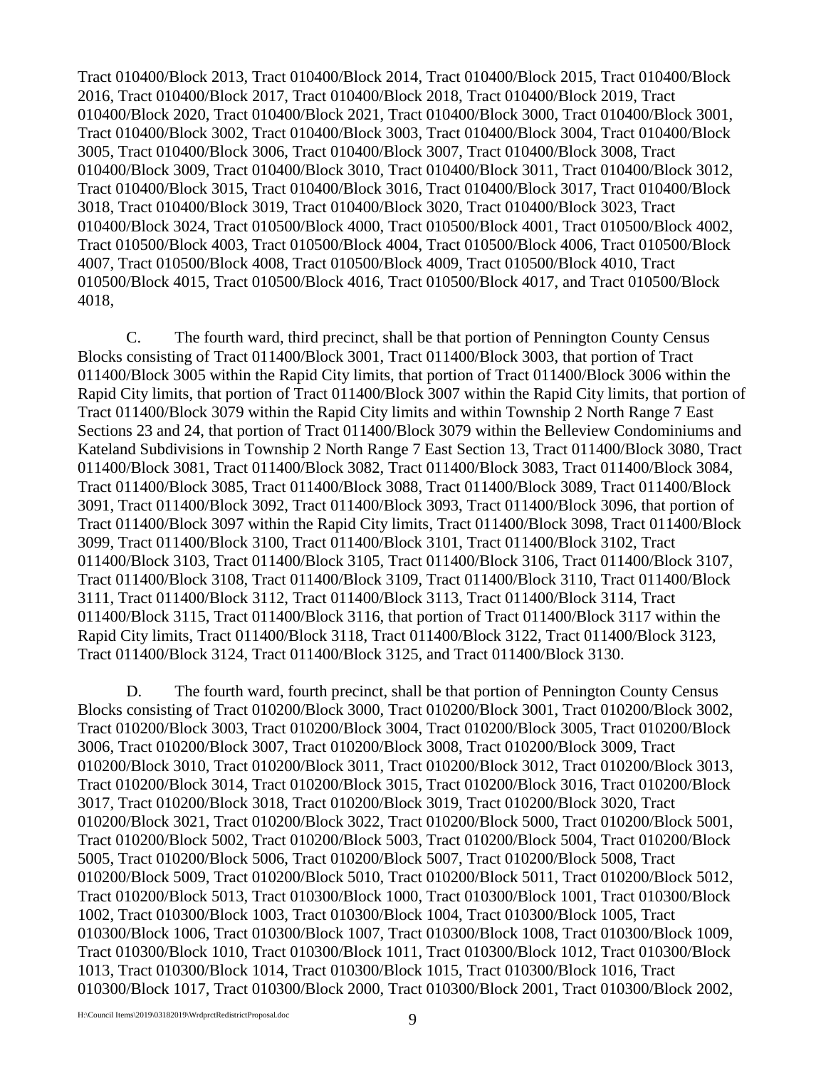Tract 010400/Block 2013, Tract 010400/Block 2014, Tract 010400/Block 2015, Tract 010400/Block 2016, Tract 010400/Block 2017, Tract 010400/Block 2018, Tract 010400/Block 2019, Tract 010400/Block 2020, Tract 010400/Block 2021, Tract 010400/Block 3000, Tract 010400/Block 3001, Tract 010400/Block 3002, Tract 010400/Block 3003, Tract 010400/Block 3004, Tract 010400/Block 3005, Tract 010400/Block 3006, Tract 010400/Block 3007, Tract 010400/Block 3008, Tract 010400/Block 3009, Tract 010400/Block 3010, Tract 010400/Block 3011, Tract 010400/Block 3012, Tract 010400/Block 3015, Tract 010400/Block 3016, Tract 010400/Block 3017, Tract 010400/Block 3018, Tract 010400/Block 3019, Tract 010400/Block 3020, Tract 010400/Block 3023, Tract 010400/Block 3024, Tract 010500/Block 4000, Tract 010500/Block 4001, Tract 010500/Block 4002, Tract 010500/Block 4003, Tract 010500/Block 4004, Tract 010500/Block 4006, Tract 010500/Block 4007, Tract 010500/Block 4008, Tract 010500/Block 4009, Tract 010500/Block 4010, Tract 010500/Block 4015, Tract 010500/Block 4016, Tract 010500/Block 4017, and Tract 010500/Block 4018,

C. The fourth ward, third precinct, shall be that portion of Pennington County Census Blocks consisting of Tract 011400/Block 3001, Tract 011400/Block 3003, that portion of Tract 011400/Block 3005 within the Rapid City limits, that portion of Tract 011400/Block 3006 within the Rapid City limits, that portion of Tract 011400/Block 3007 within the Rapid City limits, that portion of Tract 011400/Block 3079 within the Rapid City limits and within Township 2 North Range 7 East Sections 23 and 24, that portion of Tract 011400/Block 3079 within the Belleview Condominiums and Kateland Subdivisions in Township 2 North Range 7 East Section 13, Tract 011400/Block 3080, Tract 011400/Block 3081, Tract 011400/Block 3082, Tract 011400/Block 3083, Tract 011400/Block 3084, Tract 011400/Block 3085, Tract 011400/Block 3088, Tract 011400/Block 3089, Tract 011400/Block 3091, Tract 011400/Block 3092, Tract 011400/Block 3093, Tract 011400/Block 3096, that portion of Tract 011400/Block 3097 within the Rapid City limits, Tract 011400/Block 3098, Tract 011400/Block 3099, Tract 011400/Block 3100, Tract 011400/Block 3101, Tract 011400/Block 3102, Tract 011400/Block 3103, Tract 011400/Block 3105, Tract 011400/Block 3106, Tract 011400/Block 3107, Tract 011400/Block 3108, Tract 011400/Block 3109, Tract 011400/Block 3110, Tract 011400/Block 3111, Tract 011400/Block 3112, Tract 011400/Block 3113, Tract 011400/Block 3114, Tract 011400/Block 3115, Tract 011400/Block 3116, that portion of Tract 011400/Block 3117 within the Rapid City limits, Tract 011400/Block 3118, Tract 011400/Block 3122, Tract 011400/Block 3123, Tract 011400/Block 3124, Tract 011400/Block 3125, and Tract 011400/Block 3130.

D. The fourth ward, fourth precinct, shall be that portion of Pennington County Census Blocks consisting of Tract 010200/Block 3000, Tract 010200/Block 3001, Tract 010200/Block 3002, Tract 010200/Block 3003, Tract 010200/Block 3004, Tract 010200/Block 3005, Tract 010200/Block 3006, Tract 010200/Block 3007, Tract 010200/Block 3008, Tract 010200/Block 3009, Tract 010200/Block 3010, Tract 010200/Block 3011, Tract 010200/Block 3012, Tract 010200/Block 3013, Tract 010200/Block 3014, Tract 010200/Block 3015, Tract 010200/Block 3016, Tract 010200/Block 3017, Tract 010200/Block 3018, Tract 010200/Block 3019, Tract 010200/Block 3020, Tract 010200/Block 3021, Tract 010200/Block 3022, Tract 010200/Block 5000, Tract 010200/Block 5001, Tract 010200/Block 5002, Tract 010200/Block 5003, Tract 010200/Block 5004, Tract 010200/Block 5005, Tract 010200/Block 5006, Tract 010200/Block 5007, Tract 010200/Block 5008, Tract 010200/Block 5009, Tract 010200/Block 5010, Tract 010200/Block 5011, Tract 010200/Block 5012, Tract 010200/Block 5013, Tract 010300/Block 1000, Tract 010300/Block 1001, Tract 010300/Block 1002, Tract 010300/Block 1003, Tract 010300/Block 1004, Tract 010300/Block 1005, Tract 010300/Block 1006, Tract 010300/Block 1007, Tract 010300/Block 1008, Tract 010300/Block 1009, Tract 010300/Block 1010, Tract 010300/Block 1011, Tract 010300/Block 1012, Tract 010300/Block 1013, Tract 010300/Block 1014, Tract 010300/Block 1015, Tract 010300/Block 1016, Tract 010300/Block 1017, Tract 010300/Block 2000, Tract 010300/Block 2001, Tract 010300/Block 2002,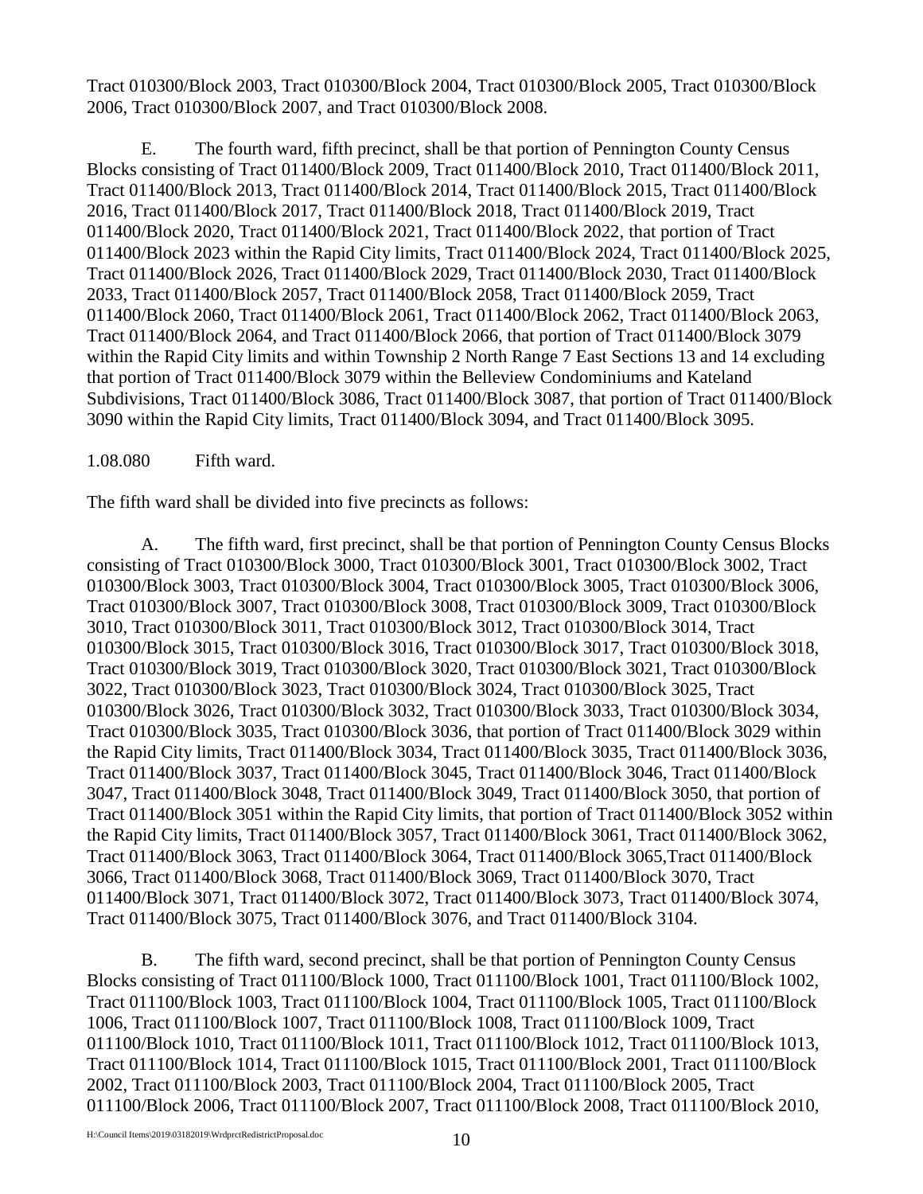Tract 010300/Block 2003, Tract 010300/Block 2004, Tract 010300/Block 2005, Tract 010300/Block 2006, Tract 010300/Block 2007, and Tract 010300/Block 2008.

E. The fourth ward, fifth precinct, shall be that portion of Pennington County Census Blocks consisting of Tract 011400/Block 2009, Tract 011400/Block 2010, Tract 011400/Block 2011, Tract 011400/Block 2013, Tract 011400/Block 2014, Tract 011400/Block 2015, Tract 011400/Block 2016, Tract 011400/Block 2017, Tract 011400/Block 2018, Tract 011400/Block 2019, Tract 011400/Block 2020, Tract 011400/Block 2021, Tract 011400/Block 2022, that portion of Tract 011400/Block 2023 within the Rapid City limits, Tract 011400/Block 2024, Tract 011400/Block 2025, Tract 011400/Block 2026, Tract 011400/Block 2029, Tract 011400/Block 2030, Tract 011400/Block 2033, Tract 011400/Block 2057, Tract 011400/Block 2058, Tract 011400/Block 2059, Tract 011400/Block 2060, Tract 011400/Block 2061, Tract 011400/Block 2062, Tract 011400/Block 2063, Tract 011400/Block 2064, and Tract 011400/Block 2066, that portion of Tract 011400/Block 3079 within the Rapid City limits and within Township 2 North Range 7 East Sections 13 and 14 excluding that portion of Tract 011400/Block 3079 within the Belleview Condominiums and Kateland Subdivisions, Tract 011400/Block 3086, Tract 011400/Block 3087, that portion of Tract 011400/Block 3090 within the Rapid City limits, Tract 011400/Block 3094, and Tract 011400/Block 3095.

1.08.080 Fifth ward.

The fifth ward shall be divided into five precincts as follows:

A. The fifth ward, first precinct, shall be that portion of Pennington County Census Blocks consisting of Tract 010300/Block 3000, Tract 010300/Block 3001, Tract 010300/Block 3002, Tract 010300/Block 3003, Tract 010300/Block 3004, Tract 010300/Block 3005, Tract 010300/Block 3006, Tract 010300/Block 3007, Tract 010300/Block 3008, Tract 010300/Block 3009, Tract 010300/Block 3010, Tract 010300/Block 3011, Tract 010300/Block 3012, Tract 010300/Block 3014, Tract 010300/Block 3015, Tract 010300/Block 3016, Tract 010300/Block 3017, Tract 010300/Block 3018, Tract 010300/Block 3019, Tract 010300/Block 3020, Tract 010300/Block 3021, Tract 010300/Block 3022, Tract 010300/Block 3023, Tract 010300/Block 3024, Tract 010300/Block 3025, Tract 010300/Block 3026, Tract 010300/Block 3032, Tract 010300/Block 3033, Tract 010300/Block 3034, Tract 010300/Block 3035, Tract 010300/Block 3036, that portion of Tract 011400/Block 3029 within the Rapid City limits, Tract 011400/Block 3034, Tract 011400/Block 3035, Tract 011400/Block 3036, Tract 011400/Block 3037, Tract 011400/Block 3045, Tract 011400/Block 3046, Tract 011400/Block 3047, Tract 011400/Block 3048, Tract 011400/Block 3049, Tract 011400/Block 3050, that portion of Tract 011400/Block 3051 within the Rapid City limits, that portion of Tract 011400/Block 3052 within the Rapid City limits, Tract 011400/Block 3057, Tract 011400/Block 3061, Tract 011400/Block 3062, Tract 011400/Block 3063, Tract 011400/Block 3064, Tract 011400/Block 3065,Tract 011400/Block 3066, Tract 011400/Block 3068, Tract 011400/Block 3069, Tract 011400/Block 3070, Tract 011400/Block 3071, Tract 011400/Block 3072, Tract 011400/Block 3073, Tract 011400/Block 3074, Tract 011400/Block 3075, Tract 011400/Block 3076, and Tract 011400/Block 3104.

B. The fifth ward, second precinct, shall be that portion of Pennington County Census Blocks consisting of Tract 011100/Block 1000, Tract 011100/Block 1001, Tract 011100/Block 1002, Tract 011100/Block 1003, Tract 011100/Block 1004, Tract 011100/Block 1005, Tract 011100/Block 1006, Tract 011100/Block 1007, Tract 011100/Block 1008, Tract 011100/Block 1009, Tract 011100/Block 1010, Tract 011100/Block 1011, Tract 011100/Block 1012, Tract 011100/Block 1013, Tract 011100/Block 1014, Tract 011100/Block 1015, Tract 011100/Block 2001, Tract 011100/Block 2002, Tract 011100/Block 2003, Tract 011100/Block 2004, Tract 011100/Block 2005, Tract 011100/Block 2006, Tract 011100/Block 2007, Tract 011100/Block 2008, Tract 011100/Block 2010,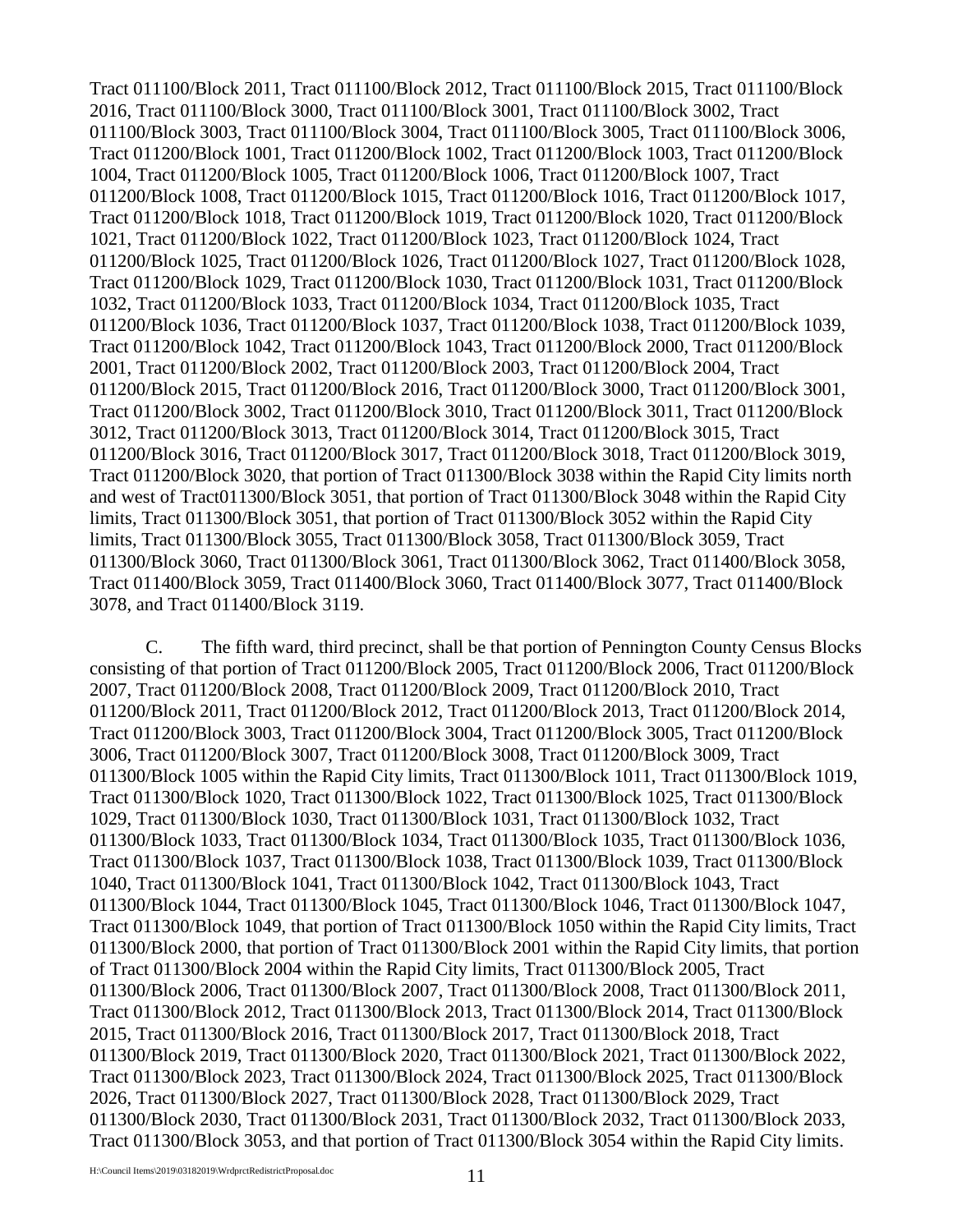Tract 011100/Block 2011, Tract 011100/Block 2012, Tract 011100/Block 2015, Tract 011100/Block 2016, Tract 011100/Block 3000, Tract 011100/Block 3001, Tract 011100/Block 3002, Tract 011100/Block 3003, Tract 011100/Block 3004, Tract 011100/Block 3005, Tract 011100/Block 3006, Tract 011200/Block 1001, Tract 011200/Block 1002, Tract 011200/Block 1003, Tract 011200/Block 1004, Tract 011200/Block 1005, Tract 011200/Block 1006, Tract 011200/Block 1007, Tract 011200/Block 1008, Tract 011200/Block 1015, Tract 011200/Block 1016, Tract 011200/Block 1017, Tract 011200/Block 1018, Tract 011200/Block 1019, Tract 011200/Block 1020, Tract 011200/Block 1021, Tract 011200/Block 1022, Tract 011200/Block 1023, Tract 011200/Block 1024, Tract 011200/Block 1025, Tract 011200/Block 1026, Tract 011200/Block 1027, Tract 011200/Block 1028, Tract 011200/Block 1029, Tract 011200/Block 1030, Tract 011200/Block 1031, Tract 011200/Block 1032, Tract 011200/Block 1033, Tract 011200/Block 1034, Tract 011200/Block 1035, Tract 011200/Block 1036, Tract 011200/Block 1037, Tract 011200/Block 1038, Tract 011200/Block 1039, Tract 011200/Block 1042, Tract 011200/Block 1043, Tract 011200/Block 2000, Tract 011200/Block 2001, Tract 011200/Block 2002, Tract 011200/Block 2003, Tract 011200/Block 2004, Tract 011200/Block 2015, Tract 011200/Block 2016, Tract 011200/Block 3000, Tract 011200/Block 3001, Tract 011200/Block 3002, Tract 011200/Block 3010, Tract 011200/Block 3011, Tract 011200/Block 3012, Tract 011200/Block 3013, Tract 011200/Block 3014, Tract 011200/Block 3015, Tract 011200/Block 3016, Tract 011200/Block 3017, Tract 011200/Block 3018, Tract 011200/Block 3019, Tract 011200/Block 3020, that portion of Tract 011300/Block 3038 within the Rapid City limits north and west of Tract011300/Block 3051, that portion of Tract 011300/Block 3048 within the Rapid City limits, Tract 011300/Block 3051, that portion of Tract 011300/Block 3052 within the Rapid City limits, Tract 011300/Block 3055, Tract 011300/Block 3058, Tract 011300/Block 3059, Tract 011300/Block 3060, Tract 011300/Block 3061, Tract 011300/Block 3062, Tract 011400/Block 3058, Tract 011400/Block 3059, Tract 011400/Block 3060, Tract 011400/Block 3077, Tract 011400/Block 3078, and Tract 011400/Block 3119.

C. The fifth ward, third precinct, shall be that portion of Pennington County Census Blocks consisting of that portion of Tract 011200/Block 2005, Tract 011200/Block 2006, Tract 011200/Block 2007, Tract 011200/Block 2008, Tract 011200/Block 2009, Tract 011200/Block 2010, Tract 011200/Block 2011, Tract 011200/Block 2012, Tract 011200/Block 2013, Tract 011200/Block 2014, Tract 011200/Block 3003, Tract 011200/Block 3004, Tract 011200/Block 3005, Tract 011200/Block 3006, Tract 011200/Block 3007, Tract 011200/Block 3008, Tract 011200/Block 3009, Tract 011300/Block 1005 within the Rapid City limits, Tract 011300/Block 1011, Tract 011300/Block 1019, Tract 011300/Block 1020, Tract 011300/Block 1022, Tract 011300/Block 1025, Tract 011300/Block 1029, Tract 011300/Block 1030, Tract 011300/Block 1031, Tract 011300/Block 1032, Tract 011300/Block 1033, Tract 011300/Block 1034, Tract 011300/Block 1035, Tract 011300/Block 1036, Tract 011300/Block 1037, Tract 011300/Block 1038, Tract 011300/Block 1039, Tract 011300/Block 1040, Tract 011300/Block 1041, Tract 011300/Block 1042, Tract 011300/Block 1043, Tract 011300/Block 1044, Tract 011300/Block 1045, Tract 011300/Block 1046, Tract 011300/Block 1047, Tract 011300/Block 1049, that portion of Tract 011300/Block 1050 within the Rapid City limits, Tract 011300/Block 2000, that portion of Tract 011300/Block 2001 within the Rapid City limits, that portion of Tract 011300/Block 2004 within the Rapid City limits, Tract 011300/Block 2005, Tract 011300/Block 2006, Tract 011300/Block 2007, Tract 011300/Block 2008, Tract 011300/Block 2011, Tract 011300/Block 2012, Tract 011300/Block 2013, Tract 011300/Block 2014, Tract 011300/Block 2015, Tract 011300/Block 2016, Tract 011300/Block 2017, Tract 011300/Block 2018, Tract 011300/Block 2019, Tract 011300/Block 2020, Tract 011300/Block 2021, Tract 011300/Block 2022, Tract 011300/Block 2023, Tract 011300/Block 2024, Tract 011300/Block 2025, Tract 011300/Block 2026, Tract 011300/Block 2027, Tract 011300/Block 2028, Tract 011300/Block 2029, Tract 011300/Block 2030, Tract 011300/Block 2031, Tract 011300/Block 2032, Tract 011300/Block 2033, Tract 011300/Block 3053, and that portion of Tract 011300/Block 3054 within the Rapid City limits.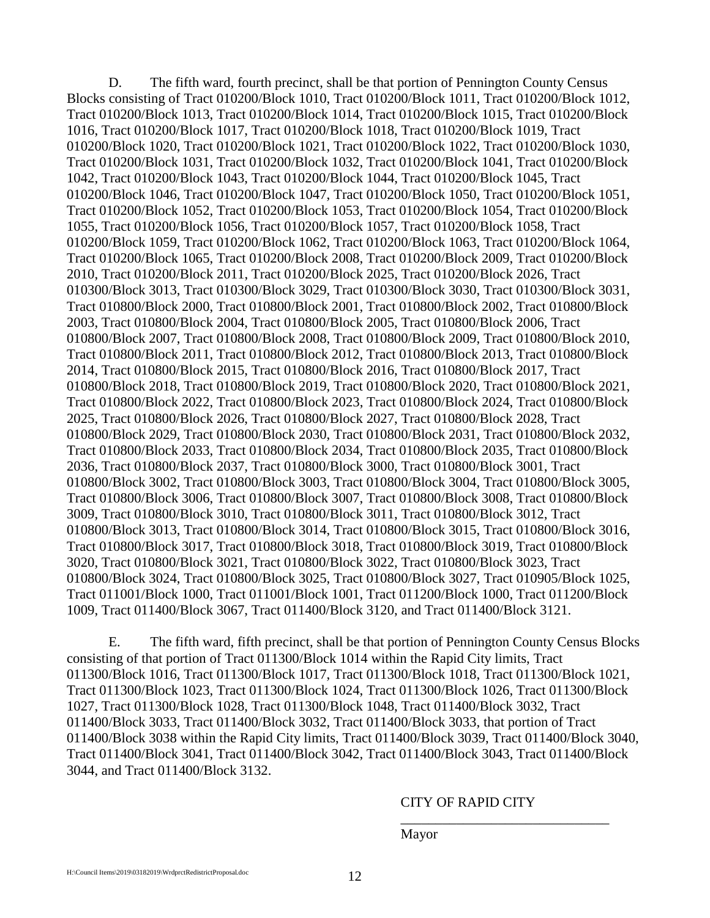D. The fifth ward, fourth precinct, shall be that portion of Pennington County Census Blocks consisting of Tract 010200/Block 1010, Tract 010200/Block 1011, Tract 010200/Block 1012, Tract 010200/Block 1013, Tract 010200/Block 1014, Tract 010200/Block 1015, Tract 010200/Block 1016, Tract 010200/Block 1017, Tract 010200/Block 1018, Tract 010200/Block 1019, Tract 010200/Block 1020, Tract 010200/Block 1021, Tract 010200/Block 1022, Tract 010200/Block 1030, Tract 010200/Block 1031, Tract 010200/Block 1032, Tract 010200/Block 1041, Tract 010200/Block 1042, Tract 010200/Block 1043, Tract 010200/Block 1044, Tract 010200/Block 1045, Tract 010200/Block 1046, Tract 010200/Block 1047, Tract 010200/Block 1050, Tract 010200/Block 1051, Tract 010200/Block 1052, Tract 010200/Block 1053, Tract 010200/Block 1054, Tract 010200/Block 1055, Tract 010200/Block 1056, Tract 010200/Block 1057, Tract 010200/Block 1058, Tract 010200/Block 1059, Tract 010200/Block 1062, Tract 010200/Block 1063, Tract 010200/Block 1064, Tract 010200/Block 1065, Tract 010200/Block 2008, Tract 010200/Block 2009, Tract 010200/Block 2010, Tract 010200/Block 2011, Tract 010200/Block 2025, Tract 010200/Block 2026, Tract 010300/Block 3013, Tract 010300/Block 3029, Tract 010300/Block 3030, Tract 010300/Block 3031, Tract 010800/Block 2000, Tract 010800/Block 2001, Tract 010800/Block 2002, Tract 010800/Block 2003, Tract 010800/Block 2004, Tract 010800/Block 2005, Tract 010800/Block 2006, Tract 010800/Block 2007, Tract 010800/Block 2008, Tract 010800/Block 2009, Tract 010800/Block 2010, Tract 010800/Block 2011, Tract 010800/Block 2012, Tract 010800/Block 2013, Tract 010800/Block 2014, Tract 010800/Block 2015, Tract 010800/Block 2016, Tract 010800/Block 2017, Tract 010800/Block 2018, Tract 010800/Block 2019, Tract 010800/Block 2020, Tract 010800/Block 2021, Tract 010800/Block 2022, Tract 010800/Block 2023, Tract 010800/Block 2024, Tract 010800/Block 2025, Tract 010800/Block 2026, Tract 010800/Block 2027, Tract 010800/Block 2028, Tract 010800/Block 2029, Tract 010800/Block 2030, Tract 010800/Block 2031, Tract 010800/Block 2032, Tract 010800/Block 2033, Tract 010800/Block 2034, Tract 010800/Block 2035, Tract 010800/Block 2036, Tract 010800/Block 2037, Tract 010800/Block 3000, Tract 010800/Block 3001, Tract 010800/Block 3002, Tract 010800/Block 3003, Tract 010800/Block 3004, Tract 010800/Block 3005, Tract 010800/Block 3006, Tract 010800/Block 3007, Tract 010800/Block 3008, Tract 010800/Block 3009, Tract 010800/Block 3010, Tract 010800/Block 3011, Tract 010800/Block 3012, Tract 010800/Block 3013, Tract 010800/Block 3014, Tract 010800/Block 3015, Tract 010800/Block 3016, Tract 010800/Block 3017, Tract 010800/Block 3018, Tract 010800/Block 3019, Tract 010800/Block 3020, Tract 010800/Block 3021, Tract 010800/Block 3022, Tract 010800/Block 3023, Tract 010800/Block 3024, Tract 010800/Block 3025, Tract 010800/Block 3027, Tract 010905/Block 1025, Tract 011001/Block 1000, Tract 011001/Block 1001, Tract 011200/Block 1000, Tract 011200/Block 1009, Tract 011400/Block 3067, Tract 011400/Block 3120, and Tract 011400/Block 3121.

E. The fifth ward, fifth precinct, shall be that portion of Pennington County Census Blocks consisting of that portion of Tract 011300/Block 1014 within the Rapid City limits, Tract 011300/Block 1016, Tract 011300/Block 1017, Tract 011300/Block 1018, Tract 011300/Block 1021, Tract 011300/Block 1023, Tract 011300/Block 1024, Tract 011300/Block 1026, Tract 011300/Block 1027, Tract 011300/Block 1028, Tract 011300/Block 1048, Tract 011400/Block 3032, Tract 011400/Block 3033, Tract 011400/Block 3032, Tract 011400/Block 3033, that portion of Tract 011400/Block 3038 within the Rapid City limits, Tract 011400/Block 3039, Tract 011400/Block 3040, Tract 011400/Block 3041, Tract 011400/Block 3042, Tract 011400/Block 3043, Tract 011400/Block 3044, and Tract 011400/Block 3132.

CITY OF RAPID CITY

______________________________

Mayor

H:\Council Items\2019\03182019\WrdprctRedistrictProposal.doc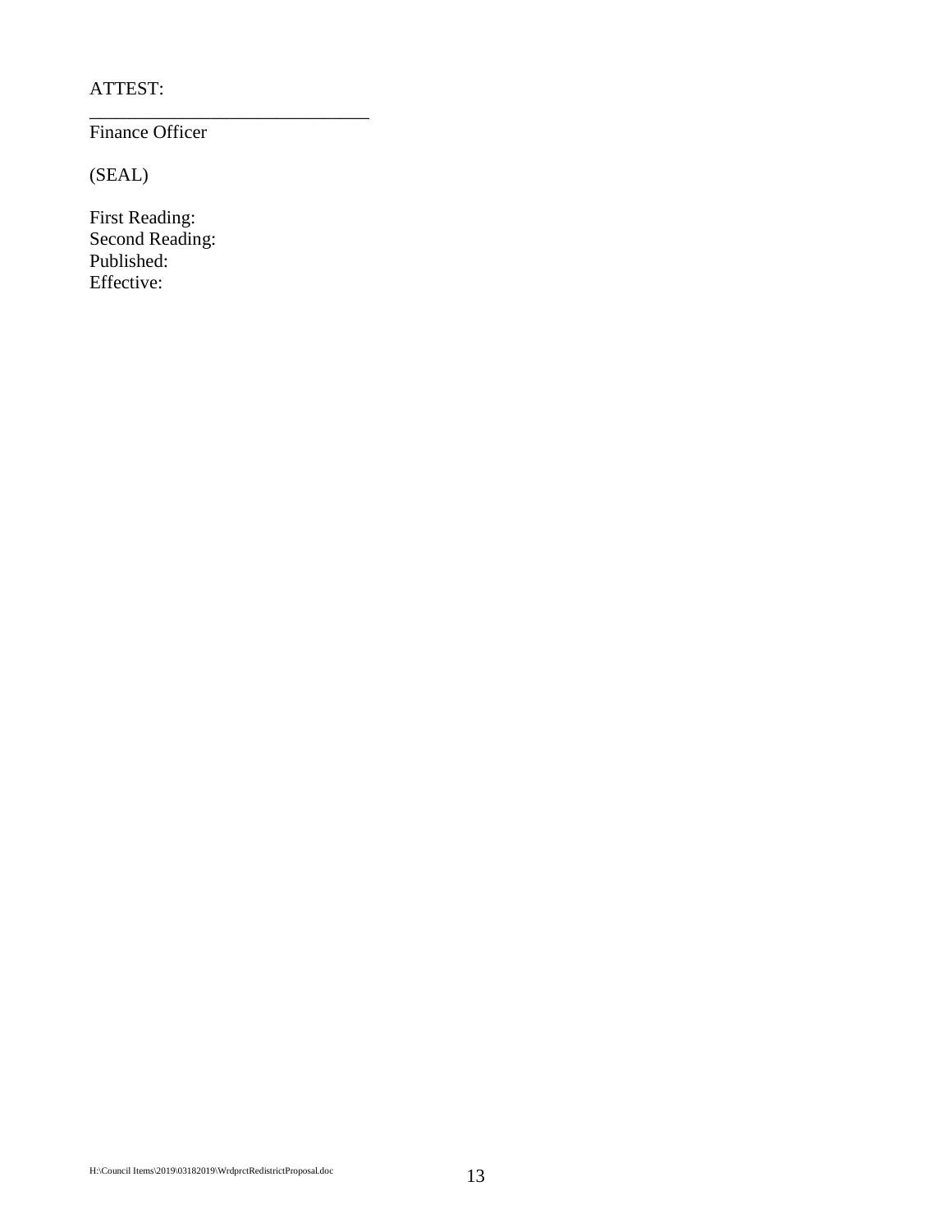ATTEST:

\_\_\_\_\_\_\_\_\_\_\_\_\_\_\_\_\_\_\_\_\_\_\_\_\_\_\_\_\_\_

Finance Officer

(SEAL)

First Reading:
Second Reading:
Published:
Effective:

H:\Council Items\2019\03182019\WrdprctRedistrictProposal.doc